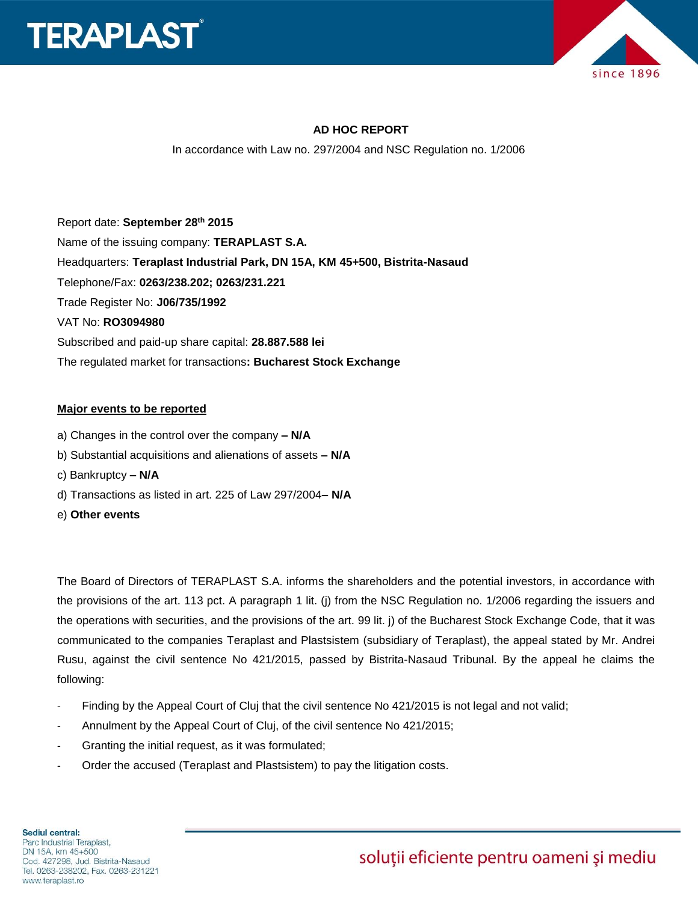## AD HOC REPORT

In accordance with Law no. 297/2004 and NSC Regulation no. 1/2006

Report date: **September 28th 2015**

Name of the issuing company: **TERAPLAST S.A.**

Headquarters: **Teraplast Industrial Park, DN 15A, KM 45+500, Bistrita-Nasaud**

Telephone/Fax: **0263/238.202; 0263/231.221**

Trade Register No: **J06/735/1992**

VAT No: **RO3094980**

Subscribed and paid-up share capital: **28.887.588 lei**

The regulated market for transactions**: Bucharest Stock Exchange**

**Major events to be reported**

a) Changes in the control over the company **– N/A**

b) Substantial acquisitions and alienations of assets **– N/A**

c) Bankruptcy **– N/A**

d) Transactions as listed in art. 225 of Law 297/2004**– N/A**

e) **Other events**

The Board of Directors of TERAPLAST S.A. informs the shareholders and the potential investors, in accordance with the provisions of the art. 113 pct. A paragraph 1 lit. (j) from the NSC Regulation no. 1/2006 regarding the issuers and the operations with securities, and the provisions of the art. 99 lit. j) of the Bucharest Stock Exchange Code, that it was communicated to the companies Teraplast and Plastsistem (subsidiary of Teraplast), the appeal stated by Mr. Andrei Rusu, against the civil sentence No 421/2015, passed by Bistrita-Nasaud Tribunal. By the appeal he claims the following:

- Finding by the Appeal Court of Cluj that the civil sentence No 421/2015 is not legal and not valid;
- Annulment by the Appeal Court of Cluj, of the civil sentence No 421/2015;
- Granting the initial request, as it was formulated;
- Order the accused (Teraplast and Plastsistem) to pay the litigation costs.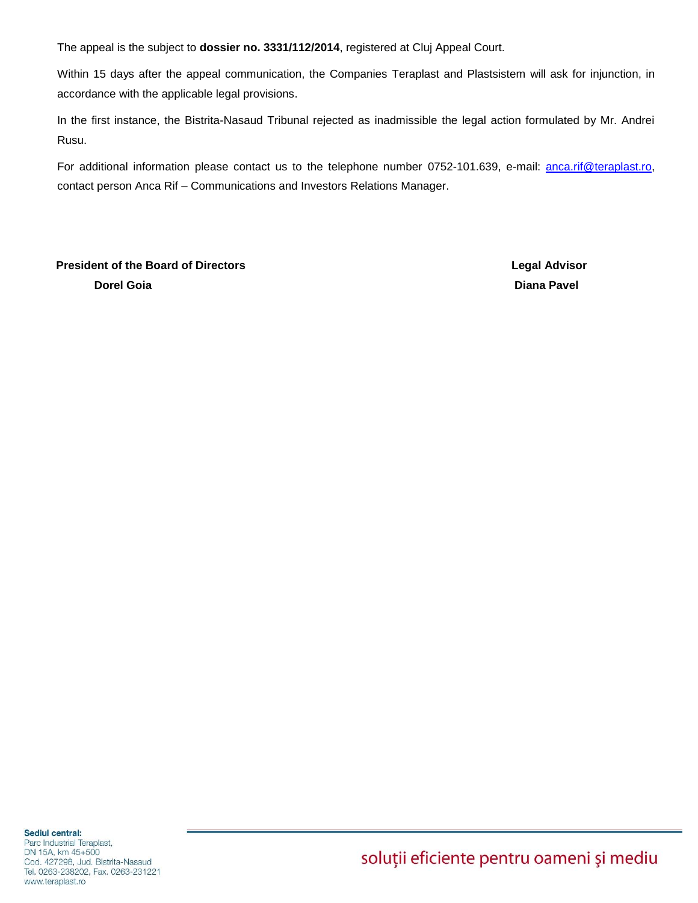The appeal is the subject to **dossier no. 3331/112/2014**, registered at Cluj Appeal Court.

Within 15 days after the appeal communication, the Companies Teraplast and Plastsistem will ask for injunction, in accordance with the applicable legal provisions.

In the first instance, the Bistrita-Nasaud Tribunal rejected as inadmissible the legal action formulated by Mr. Andrei Rusu.

For additional information please contact us to the telephone number 0752-101.639, e-mail: anca.rif@teraplast.ro, contact person Anca Rif – Communications and Investors Relations Manager.

**President of the Board of Directors**
**Dorel Goia**

**Legal Advisor**
**Diana Pavel**